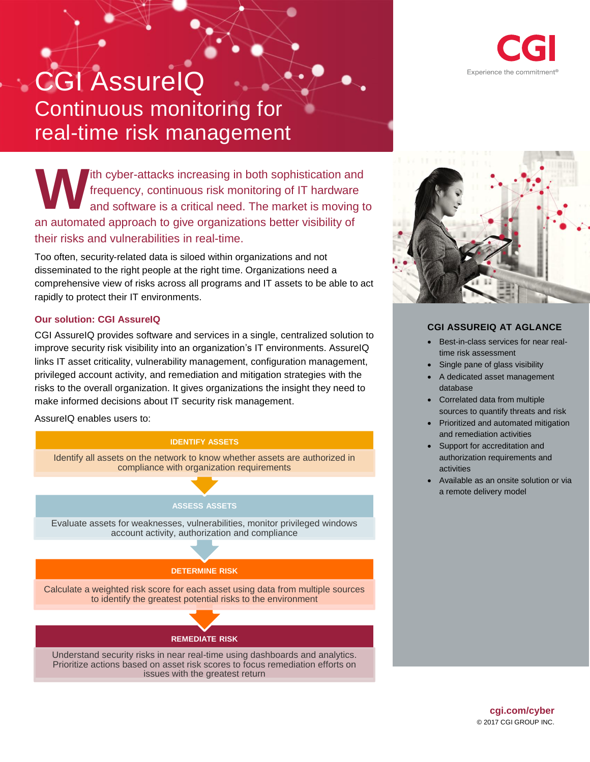# CGI AssureIQ

## Continuous monitoring for real-time risk management

With cyber-attacks increasing in both sophistication and frequency, continuous risk monitoring of IT hardware and software is a critical need. The market is moving to an automated approach to give organizations better visibility of their risks and vulnerabilities in real-time.

Too often, security-related data is siloed within organizations and not disseminated to the right people at the right time. Organizations need a comprehensive view of risks across all programs and IT assets to be able to act rapidly to protect their IT environments.

### Our solution: CGI AssureIQ

CGI AssureIQ provides software and services in a single, centralized solution to improve security risk visibility into an organization's IT environments. AssureIQ links IT asset criticality, vulnerability management, configuration management, privileged account activity, and remediation and mitigation strategies with the risks to the overall organization. It gives organizations the insight they need to make informed decisions about IT security risk management.

AssureIQ enables users to:

**IDENTIFY ASSETS**

Identify all assets on the network to know whether assets are authorized in compliance with organization requirements

**ASSESS ASSETS**

Evaluate assets for weaknesses, vulnerabilities, monitor privileged windows account activity, authorization and compliance

**DETERMINE RISK**

Calculate a weighted risk score for each asset using data from multiple sources to identify the greatest potential risks to the environment

**REMEDIATE RISK**

Understand security risks in near real-time using dashboards and analytics. Prioritize actions based on asset risk scores to focus remediation efforts on issues with the greatest return

### CGI ASSUREIQ AT AGLANCE

- Best-in-class services for near real-time risk assessment
- Single pane of glass visibility
- A dedicated asset management database
- Correlated data from multiple sources to quantify threats and risk
- Prioritized and automated mitigation and remediation activities
- Support for accreditation and authorization requirements and activities
- Available as an onsite solution or via a remote delivery model

**cgi.com/cyber**

© 2017 CGI GROUP INC.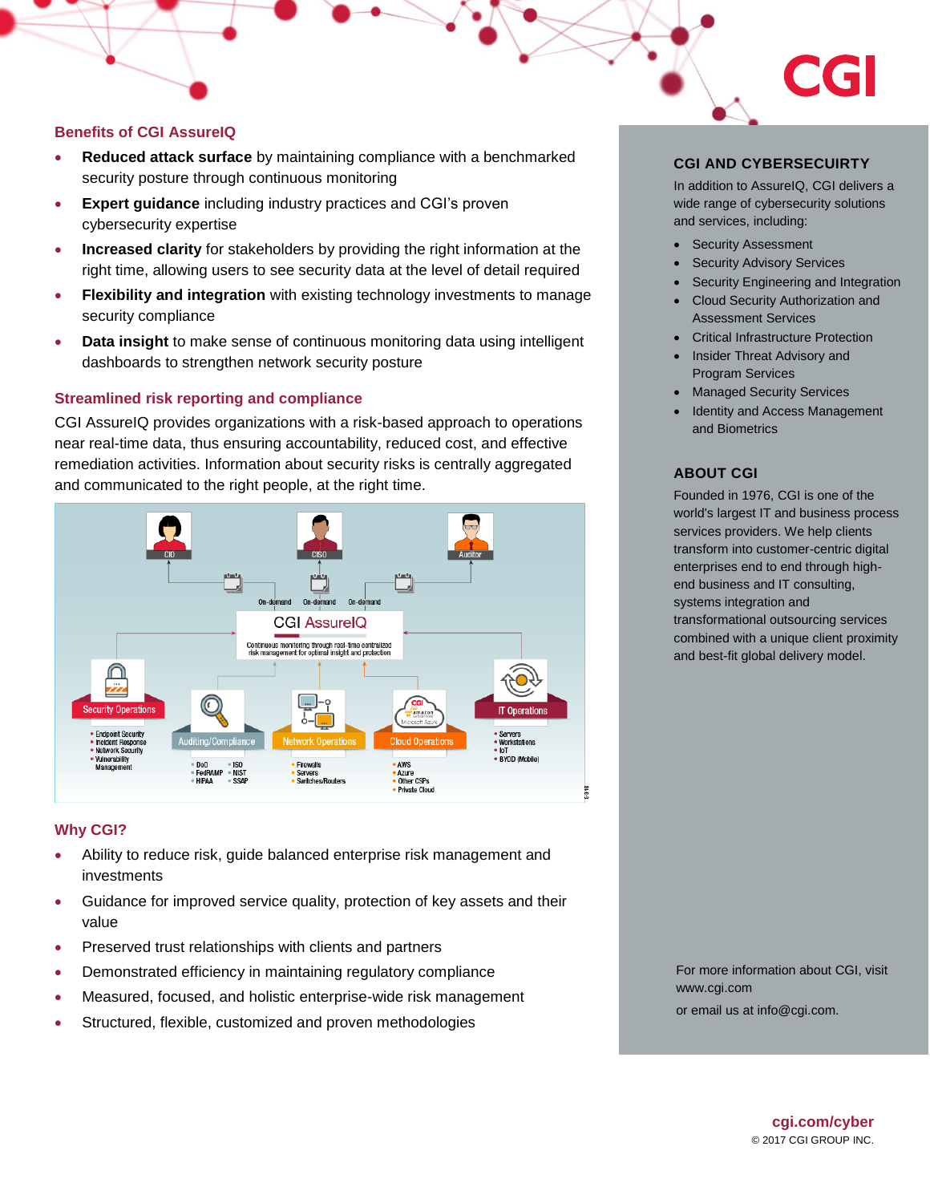## Benefits of CGI AssureIQ

- **Reduced attack surface** by maintaining compliance with a benchmarked security posture through continuous monitoring
- **Expert guidance** including industry practices and CGI's proven cybersecurity expertise
- **Increased clarity** for stakeholders by providing the right information at the right time, allowing users to see security data at the level of detail required
- **Flexibility and integration** with existing technology investments to manage security compliance
- **Data insight** to make sense of continuous monitoring data using intelligent dashboards to strengthen network security posture

## Streamlined risk reporting and compliance

CGI AssureIQ provides organizations with a risk-based approach to operations near real-time data, thus ensuring accountability, reduced cost, and effective remediation activities. Information about security risks is centrally aggregated and communicated to the right people, at the right time.

CIO
CISO
Auditor
On-demand
On-demand
On-demand
CGI AssureIQ
Continuous monitoring through real-time centralized risk management for optimal insight and protection
Security Operations
- Endpoint Security
- Incident Response
- Network Security
- Vulnerability Management
Auditing/Compliance
- DoD
- FedRAMP
- HIPAA
- ISO
- NIST
- SSAP
Network Operations
- Firewalls
- Servers
- Switches/Routers
Cloud Operations
- AWS
- Azure
- Other CSPs
- Private Cloud
IT Operations
- Servers
- Workstations
- IoT
- BYOD (Mobile)

## Why CGI?

- Ability to reduce risk, guide balanced enterprise risk management and investments
- Guidance for improved service quality, protection of key assets and their value
- Preserved trust relationships with clients and partners
- Demonstrated efficiency in maintaining regulatory compliance
- Measured, focused, and holistic enterprise-wide risk management
- Structured, flexible, customized and proven methodologies

## CGI AND CYBERSECUIRTY

In addition to AssureIQ, CGI delivers a wide range of cybersecurity solutions and services, including:

- Security Assessment
- Security Advisory Services
- Security Engineering and Integration
- Cloud Security Authorization and Assessment Services
- Critical Infrastructure Protection
- Insider Threat Advisory and Program Services
- Managed Security Services
- Identity and Access Management and Biometrics

## ABOUT CGI

Founded in 1976, CGI is one of the world's largest IT and business process services providers. We help clients transform into customer-centric digital enterprises end to end through high-end business and IT consulting, systems integration and transformational outsourcing services combined with a unique client proximity and best-fit global delivery model.

For more information about CGI, visit www.cgi.com

or email us at info@cgi.com.

**cgi.com/cyber**

© 2017 CGI GROUP INC.